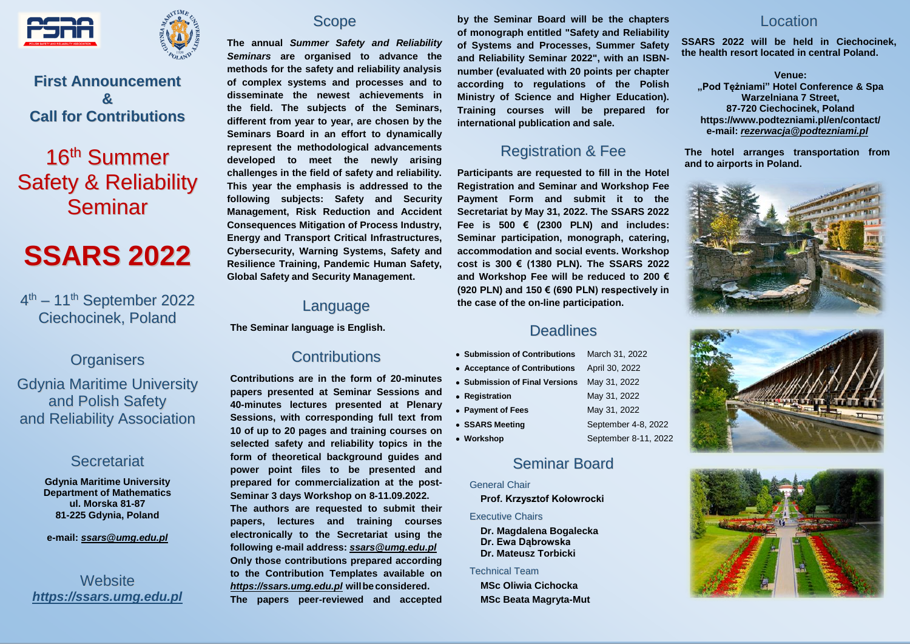**First Announcement**
**&**
**Call for Contributions**

# 16th Summer Safety & Reliability Seminar

# SSARS 2022

4th – 11th September 2022
Ciechocinek, Poland

## Organisers

Gdynia Maritime University and Polish Safety and Reliability Association

## Secretariat

**Gdynia Maritime University**
**Department of Mathematics**
**ul. Morska 81-87**
**81-225 Gdynia, Poland**

**e-mail: *ssars@umg.edu.pl***

## Website

***https://ssars.umg.edu.pl***

## Scope

**The annual *Summer Safety and Reliability Seminars* are organised to advance the methods for the safety and reliability analysis of complex systems and processes and to disseminate the newest achievements in the field. The subjects of the Seminars, different from year to year, are chosen by the Seminars Board in an effort to dynamically represent the methodological advancements developed to meet the newly arising challenges in the field of safety and reliability. This year the emphasis is addressed to the following subjects: Safety and Security Management, Risk Reduction and Accident Consequences Mitigation of Process Industry, Energy and Transport Critical Infrastructures, Cybersecurity, Warning Systems, Safety and Resilience Training, Pandemic Human Safety, Global Safety and Security Management.**

## Language

**The Seminar language is English.**

## Contributions

**Contributions are in the form of 20-minutes papers presented at Seminar Sessions and 40-minutes lectures presented at Plenary Sessions, with corresponding full text from 10 of up to 20 pages and training courses on selected safety and reliability topics in the form of theoretical background guides and power point files to be presented and prepared for commercialization at the post-Seminar 3 days Workshop on 8-11.09.2022.**
**The authors are requested to submit their papers, lectures and training courses electronically to the Secretariat using the following e-mail address: *ssars@umg.edu.pl***
**Only those contributions prepared according to the Contribution Templates available on *https://ssars.umg.edu.pl* will be considered.**
**The papers peer-reviewed and accepted by the Seminar Board will be the chapters of monograph entitled "Safety and Reliability of Systems and Processes, Summer Safety and Reliability Seminar 2022", with an ISBN-number (evaluated with 20 points per chapter according to regulations of the Polish Ministry of Science and Higher Education). Training courses will be prepared for international publication and sale.**

## Registration & Fee

**Participants are requested to fill in the Hotel Registration and Seminar and Workshop Fee Payment Form and submit it to the Secretariat by May 31, 2022. The SSARS 2022 Fee is 500 € (2300 PLN) and includes: Seminar participation, monograph, catering, accommodation and social events. Workshop cost is 300 € (1380 PLN). The SSARS 2022 and Workshop Fee will be reduced to 200 € (920 PLN) and 150 € (690 PLN) respectively in the case of the on-line participation.**

## Deadlines

| | |
|---|---|
| **Submission of Contributions** | March 31, 2022 |
| **Acceptance of Contributions** | April 30, 2022 |
| **Submission of Final Versions** | May 31, 2022 |
| **Registration** | May 31, 2022 |
| **Payment of Fees** | May 31, 2022 |
| **SSARS Meeting** | September 4-8, 2022 |
| **Workshop** | September 8-11, 2022 |

## Seminar Board

General Chair
**Prof. Krzysztof Kołowrocki**

Executive Chairs
**Dr. Magdalena Bogalecka**
**Dr. Ewa Dąbrowska**
**Dr. Mateusz Torbicki**

Technical Team
**MSc Oliwia Cichocka**
**MSc Beata Magryta-Mut**

## Location

**SSARS 2022 will be held in Ciechocinek, the health resort located in central Poland.**

**Venue:**
**„Pod Tężniami" Hotel Conference & Spa**
**Warzelniana 7 Street,**
**87-720 Ciechocinek, Poland**
**https://www.podtezniami.pl/en/contact/**
**e-mail: *rezerwacja@podtezniami.pl***

**The hotel arranges transportation from and to airports in Poland.**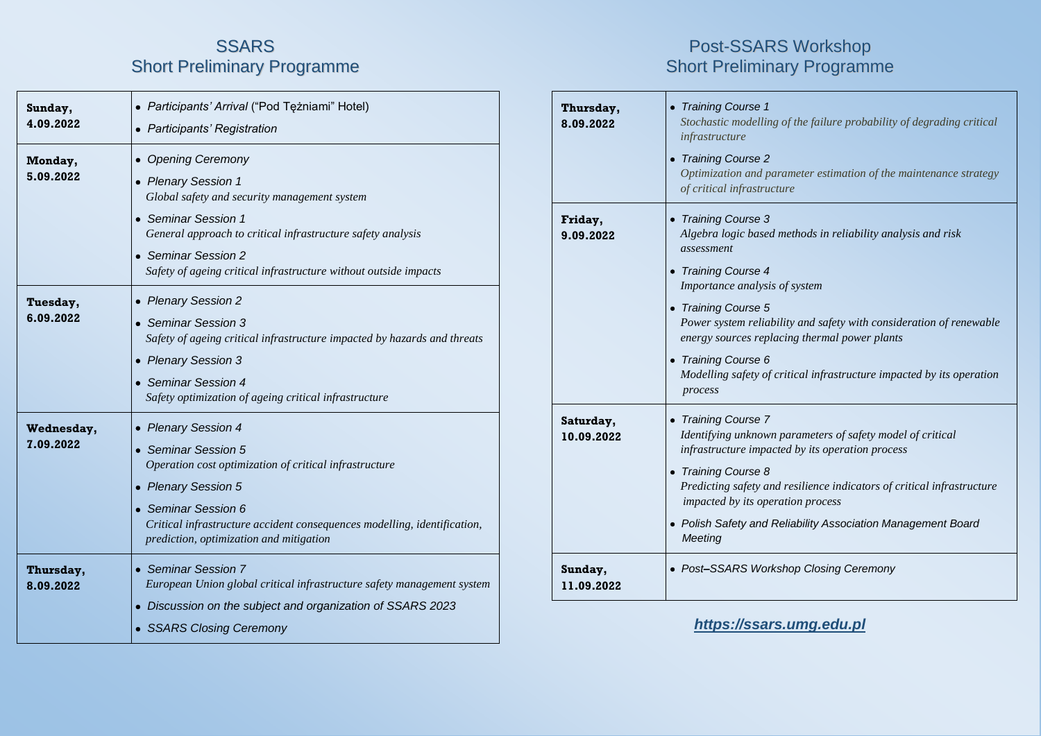## SSARS
## Short Preliminary Programme

| | |
|---|---|
| **Sunday, 4.09.2022** | • *Participants' Arrival* ("Pod Tężniami" Hotel)<br>• *Participants' Registration* |
| **Monday, 5.09.2022** | • *Opening Ceremony*<br>• *Plenary Session 1*<br>*Global safety and security management system*<br>• *Seminar Session 1*<br>*General approach to critical infrastructure safety analysis*<br>• *Seminar Session 2*<br>*Safety of ageing critical infrastructure without outside impacts* |
| **Tuesday, 6.09.2022** | • *Plenary Session 2*<br>• *Seminar Session 3*<br>*Safety of ageing critical infrastructure impacted by hazards and threats*<br>• *Plenary Session 3*<br>• *Seminar Session 4*<br>*Safety optimization of ageing critical infrastructure* |
| **Wednesday, 7.09.2022** | • *Plenary Session 4*<br>• *Seminar Session 5*<br>*Operation cost optimization of critical infrastructure*<br>• *Plenary Session 5*<br>• *Seminar Session 6*<br>*Critical infrastructure accident consequences modelling, identification, prediction, optimization and mitigation* |
| **Thursday, 8.09.2022** | • *Seminar Session 7*<br>*European Union global critical infrastructure safety management system*<br>• *Discussion on the subject and organization of SSARS 2023*<br>• *SSARS Closing Ceremony* |

## Post-SSARS Workshop
## Short Preliminary Programme

| | |
|---|---|
| **Thursday, 8.09.2022** | • *Training Course 1*<br>*Stochastic modelling of the failure probability of degrading critical infrastructure*<br>• *Training Course 2*<br>*Optimization and parameter estimation of the maintenance strategy of critical infrastructure* |
| **Friday, 9.09.2022** | • *Training Course 3*<br>*Algebra logic based methods in reliability analysis and risk assessment*<br>• *Training Course 4*<br>*Importance analysis of system*<br>• *Training Course 5*<br>*Power system reliability and safety with consideration of renewable energy sources replacing thermal power plants*<br>• *Training Course 6*<br>*Modelling safety of critical infrastructure impacted by its operation process* |
| **Saturday, 10.09.2022** | • *Training Course 7*<br>*Identifying unknown parameters of safety model of critical infrastructure impacted by its operation process*<br>• *Training Course 8*<br>*Predicting safety and resilience indicators of critical infrastructure impacted by its operation process*<br>• *Polish Safety and Reliability Association Management Board Meeting* |
| **Sunday, 11.09.2022** | • *Post–SSARS Workshop Closing Ceremony* |

***https://ssars.umg.edu.pl***